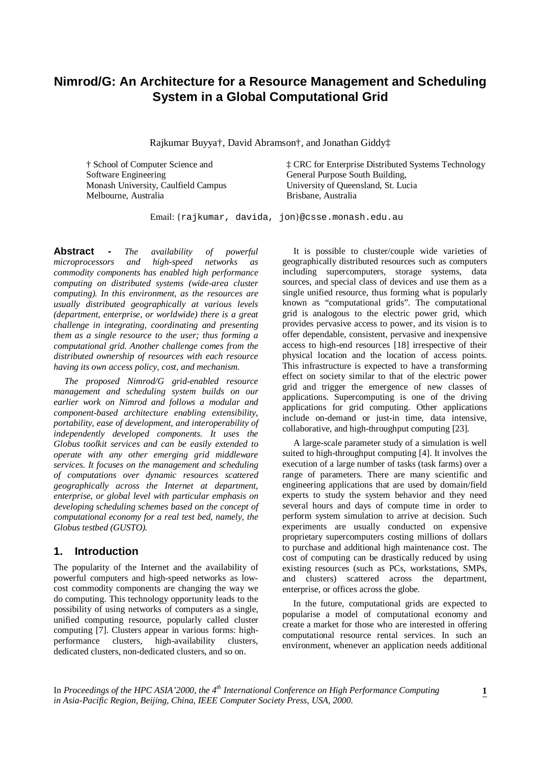# Nimrod/G: An Architecture for a Resource Management and Scheduling System in a Global Computational Grid

Rajkumar Buyya†, David Abramson†, and Jonathan Giddy‡

† School of Computer Science and Software Engineering
Monash University, Caulfield Campus
Melbourne, Australia

‡ CRC for Enterprise Distributed Systems Technology
General Purpose South Building,
University of Queensland, St. Lucia
Brisbane, Australia

Email: {rajkumar, davida, jon}@csse.monash.edu.au

**Abstract -** *The availability of powerful microprocessors and high-speed networks as commodity components has enabled high performance computing on distributed systems (wide-area cluster computing). In this environment, as the resources are usually distributed geographically at various levels (department, enterprise, or worldwide) there is a great challenge in integrating, coordinating and presenting them as a single resource to the user; thus forming a computational grid. Another challenge comes from the distributed ownership of resources with each resource having its own access policy, cost, and mechanism.*

*The proposed Nimrod/G grid-enabled resource management and scheduling system builds on our earlier work on Nimrod and follows a modular and component-based architecture enabling extensibility, portability, ease of development, and interoperability of independently developed components. It uses the Globus toolkit services and can be easily extended to operate with any other emerging grid middleware services. It focuses on the management and scheduling of computations over dynamic resources scattered geographically across the Internet at department, enterprise, or global level with particular emphasis on developing scheduling schemes based on the concept of computational economy for a real test bed, namely, the Globus testbed (GUSTO).*

## 1. Introduction

The popularity of the Internet and the availability of powerful computers and high-speed networks as low-cost commodity components are changing the way we do computing. This technology opportunity leads to the possibility of using networks of computers as a single, unified computing resource, popularly called cluster computing [7]. Clusters appear in various forms: high-performance clusters, high-availability clusters, dedicated clusters, non-dedicated clusters, and so on.

It is possible to cluster/couple wide varieties of geographically distributed resources such as computers including supercomputers, storage systems, data sources, and special class of devices and use them as a single unified resource, thus forming what is popularly known as "computational grids". The computational grid is analogous to the electric power grid, which provides pervasive access to power, and its vision is to offer dependable, consistent, pervasive and inexpensive access to high-end resources [18] irrespective of their physical location and the location of access points. This infrastructure is expected to have a transforming effect on society similar to that of the electric power grid and trigger the emergence of new classes of applications. Supercomputing is one of the driving applications for grid computing. Other applications include on-demand or just-in time, data intensive, collaborative, and high-throughput computing [23].

A large-scale parameter study of a simulation is well suited to high-throughput computing [4]. It involves the execution of a large number of tasks (task farms) over a range of parameters. There are many scientific and engineering applications that are used by domain/field experts to study the system behavior and they need several hours and days of compute time in order to perform system simulation to arrive at decision. Such experiments are usually conducted on expensive proprietary supercomputers costing millions of dollars to purchase and additional high maintenance cost. The cost of computing can be drastically reduced by using existing resources (such as PCs, workstations, SMPs, and clusters) scattered across the department, enterprise, or offices across the globe.

In the future, computational grids are expected to popularise a model of computational economy and create a market for those who are interested in offering computational resource rental services. In such an environment, whenever an application needs additional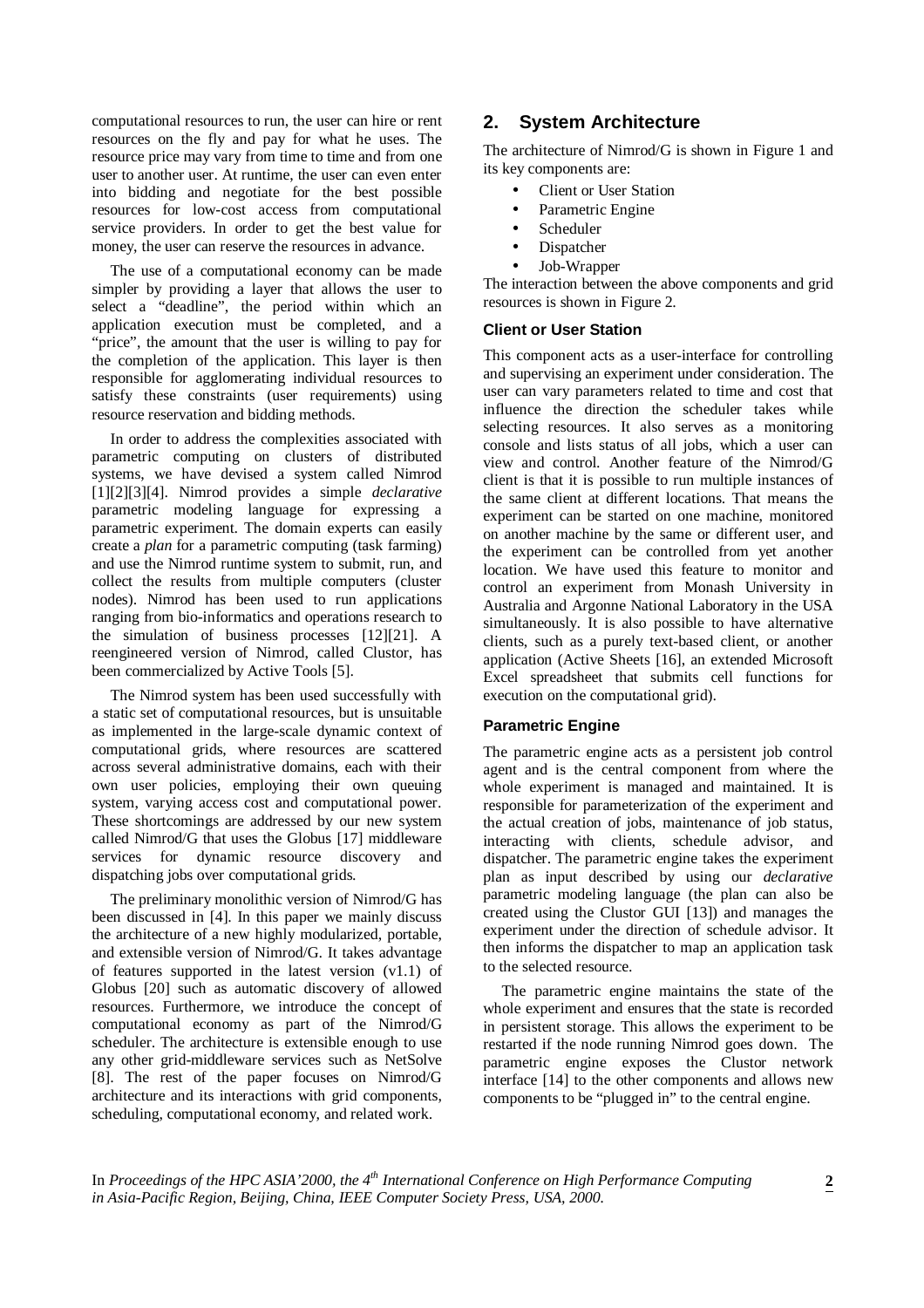computational resources to run, the user can hire or rent resources on the fly and pay for what he uses. The resource price may vary from time to time and from one user to another user. At runtime, the user can even enter into bidding and negotiate for the best possible resources for low-cost access from computational service providers. In order to get the best value for money, the user can reserve the resources in advance.

The use of a computational economy can be made simpler by providing a layer that allows the user to select a "deadline", the period within which an application execution must be completed, and a "price", the amount that the user is willing to pay for the completion of the application. This layer is then responsible for agglomerating individual resources to satisfy these constraints (user requirements) using resource reservation and bidding methods.

In order to address the complexities associated with parametric computing on clusters of distributed systems, we have devised a system called Nimrod [1][2][3][4]. Nimrod provides a simple *declarative* parametric modeling language for expressing a parametric experiment. The domain experts can easily create a *plan* for a parametric computing (task farming) and use the Nimrod runtime system to submit, run, and collect the results from multiple computers (cluster nodes). Nimrod has been used to run applications ranging from bio-informatics and operations research to the simulation of business processes [12][21]. A reengineered version of Nimrod, called Clustor, has been commercialized by Active Tools [5].

The Nimrod system has been used successfully with a static set of computational resources, but is unsuitable as implemented in the large-scale dynamic context of computational grids, where resources are scattered across several administrative domains, each with their own user policies, employing their own queuing system, varying access cost and computational power. These shortcomings are addressed by our new system called Nimrod/G that uses the Globus [17] middleware services for dynamic resource discovery and dispatching jobs over computational grids.

The preliminary monolithic version of Nimrod/G has been discussed in [4]. In this paper we mainly discuss the architecture of a new highly modularized, portable, and extensible version of Nimrod/G. It takes advantage of features supported in the latest version (v1.1) of Globus [20] such as automatic discovery of allowed resources. Furthermore, we introduce the concept of computational economy as part of the Nimrod/G scheduler. The architecture is extensible enough to use any other grid-middleware services such as NetSolve [8]. The rest of the paper focuses on Nimrod/G architecture and its interactions with grid components, scheduling, computational economy, and related work.

## 2. System Architecture

The architecture of Nimrod/G is shown in Figure 1 and its key components are:

- Client or User Station
- Parametric Engine
- Scheduler
- Dispatcher
- Job-Wrapper

The interaction between the above components and grid resources is shown in Figure 2.

### Client or User Station

This component acts as a user-interface for controlling and supervising an experiment under consideration. The user can vary parameters related to time and cost that influence the direction the scheduler takes while selecting resources. It also serves as a monitoring console and lists status of all jobs, which a user can view and control. Another feature of the Nimrod/G client is that it is possible to run multiple instances of the same client at different locations. That means the experiment can be started on one machine, monitored on another machine by the same or different user, and the experiment can be controlled from yet another location. We have used this feature to monitor and control an experiment from Monash University in Australia and Argonne National Laboratory in the USA simultaneously. It is also possible to have alternative clients, such as a purely text-based client, or another application (Active Sheets [16], an extended Microsoft Excel spreadsheet that submits cell functions for execution on the computational grid).

### Parametric Engine

The parametric engine acts as a persistent job control agent and is the central component from where the whole experiment is managed and maintained. It is responsible for parameterization of the experiment and the actual creation of jobs, maintenance of job status, interacting with clients, schedule advisor, and dispatcher. The parametric engine takes the experiment plan as input described by using our *declarative* parametric modeling language (the plan can also be created using the Clustor GUI [13]) and manages the experiment under the direction of schedule advisor. It then informs the dispatcher to map an application task to the selected resource.

The parametric engine maintains the state of the whole experiment and ensures that the state is recorded in persistent storage. This allows the experiment to be restarted if the node running Nimrod goes down. The parametric engine exposes the Clustor network interface [14] to the other components and allows new components to be "plugged in" to the central engine.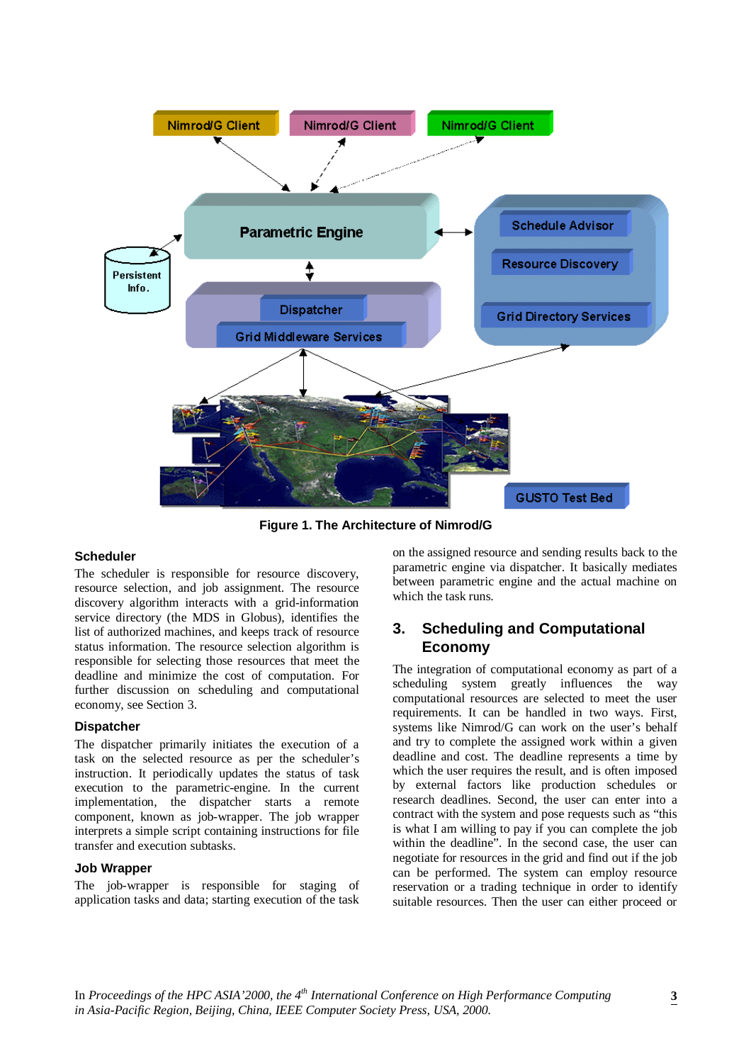Nimrod/G Client

Nimrod/G Client

Nimrod/G Client

Parametric Engine

Persistent Info.

Schedule Advisor

Resource Discovery

Grid Directory Services

Dispatcher

Grid Middleware Services

GUSTO Test Bed

**Figure 1. The Architecture of Nimrod/G**

### Scheduler

The scheduler is responsible for resource discovery, resource selection, and job assignment. The resource discovery algorithm interacts with a grid-information service directory (the MDS in Globus), identifies the list of authorized machines, and keeps track of resource status information. The resource selection algorithm is responsible for selecting those resources that meet the deadline and minimize the cost of computation. For further discussion on scheduling and computational economy, see Section 3.

### Dispatcher

The dispatcher primarily initiates the execution of a task on the selected resource as per the scheduler's instruction. It periodically updates the status of task execution to the parametric-engine. In the current implementation, the dispatcher starts a remote component, known as job-wrapper. The job wrapper interprets a simple script containing instructions for file transfer and execution subtasks.

### Job Wrapper

The job-wrapper is responsible for staging of application tasks and data; starting execution of the task on the assigned resource and sending results back to the parametric engine via dispatcher. It basically mediates between parametric engine and the actual machine on which the task runs.

## 3. Scheduling and Computational Economy

The integration of computational economy as part of a scheduling system greatly influences the way computational resources are selected to meet the user requirements. It can be handled in two ways. First, systems like Nimrod/G can work on the user's behalf and try to complete the assigned work within a given deadline and cost. The deadline represents a time by which the user requires the result, and is often imposed by external factors like production schedules or research deadlines. Second, the user can enter into a contract with the system and pose requests such as "this is what I am willing to pay if you can complete the job within the deadline". In the second case, the user can negotiate for resources in the grid and find out if the job can be performed. The system can employ resource reservation or a trading technique in order to identify suitable resources. Then the user can either proceed or

In *Proceedings of the HPC ASIA'2000, the 4th International Conference on High Performance Computing in Asia-Pacific Region, Beijing, China, IEEE Computer Society Press, USA, 2000.*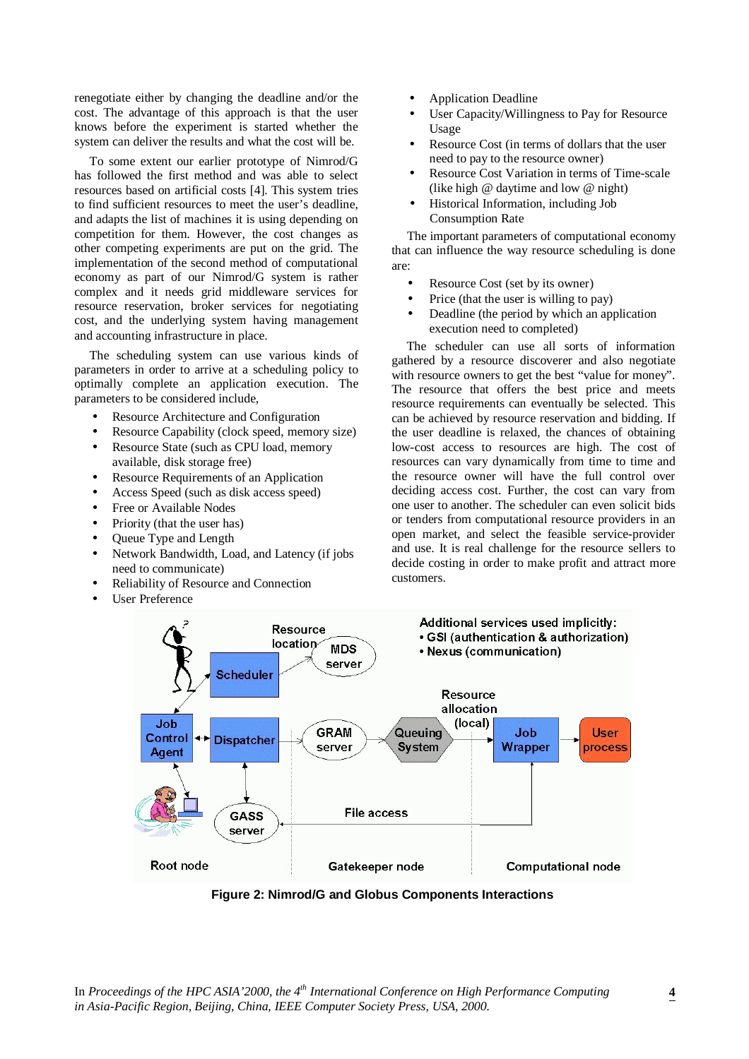renegotiate either by changing the deadline and/or the cost. The advantage of this approach is that the user knows before the experiment is started whether the system can deliver the results and what the cost will be.

To some extent our earlier prototype of Nimrod/G has followed the first method and was able to select resources based on artificial costs [4]. This system tries to find sufficient resources to meet the user's deadline, and adapts the list of machines it is using depending on competition for them. However, the cost changes as other competing experiments are put on the grid. The implementation of the second method of computational economy as part of our Nimrod/G system is rather complex and it needs grid middleware services for resource reservation, broker services for negotiating cost, and the underlying system having management and accounting infrastructure in place.

The scheduling system can use various kinds of parameters in order to arrive at a scheduling policy to optimally complete an application execution. The parameters to be considered include,

- Resource Architecture and Configuration
- Resource Capability (clock speed, memory size)
- Resource State (such as CPU load, memory available, disk storage free)
- Resource Requirements of an Application
- Access Speed (such as disk access speed)
- Free or Available Nodes
- Priority (that the user has)
- Queue Type and Length
- Network Bandwidth, Load, and Latency (if jobs need to communicate)
- Reliability of Resource and Connection
- User Preference
- Application Deadline
- User Capacity/Willingness to Pay for Resource Usage
- Resource Cost (in terms of dollars that the user need to pay to the resource owner)
- Resource Cost Variation in terms of Time-scale (like high @ daytime and low @ night)
- Historical Information, including Job Consumption Rate

The important parameters of computational economy that can influence the way resource scheduling is done are:

- Resource Cost (set by its owner)
- Price (that the user is willing to pay)
- Deadline (the period by which an application execution need to completed)

The scheduler can use all sorts of information gathered by a resource discoverer and also negotiate with resource owners to get the best "value for money". The resource that offers the best price and meets resource requirements can eventually be selected. This can be achieved by resource reservation and bidding. If the user deadline is relaxed, the chances of obtaining low-cost access to resources are high. The cost of resources can vary dynamically from time to time and the resource owner will have the full control over deciding access cost. Further, the cost can vary from one user to another. The scheduler can even solicit bids or tenders from computational resource providers in an open market, and select the feasible service-provider and use. It is real challenge for the resource sellers to decide costing in order to make profit and attract more customers.

Additional services used implicitly:
• GSI (authentication & authorization)
• Nexus (communication)

Resource location
MDS server
Scheduler
Resource allocation (local)
Job Control Agent
Dispatcher
GRAM server
Queuing System
Job Wrapper
User process
GASS server
File access
Root node
Gatekeeper node
Computational node

**Figure 2: Nimrod/G and Globus Components Interactions**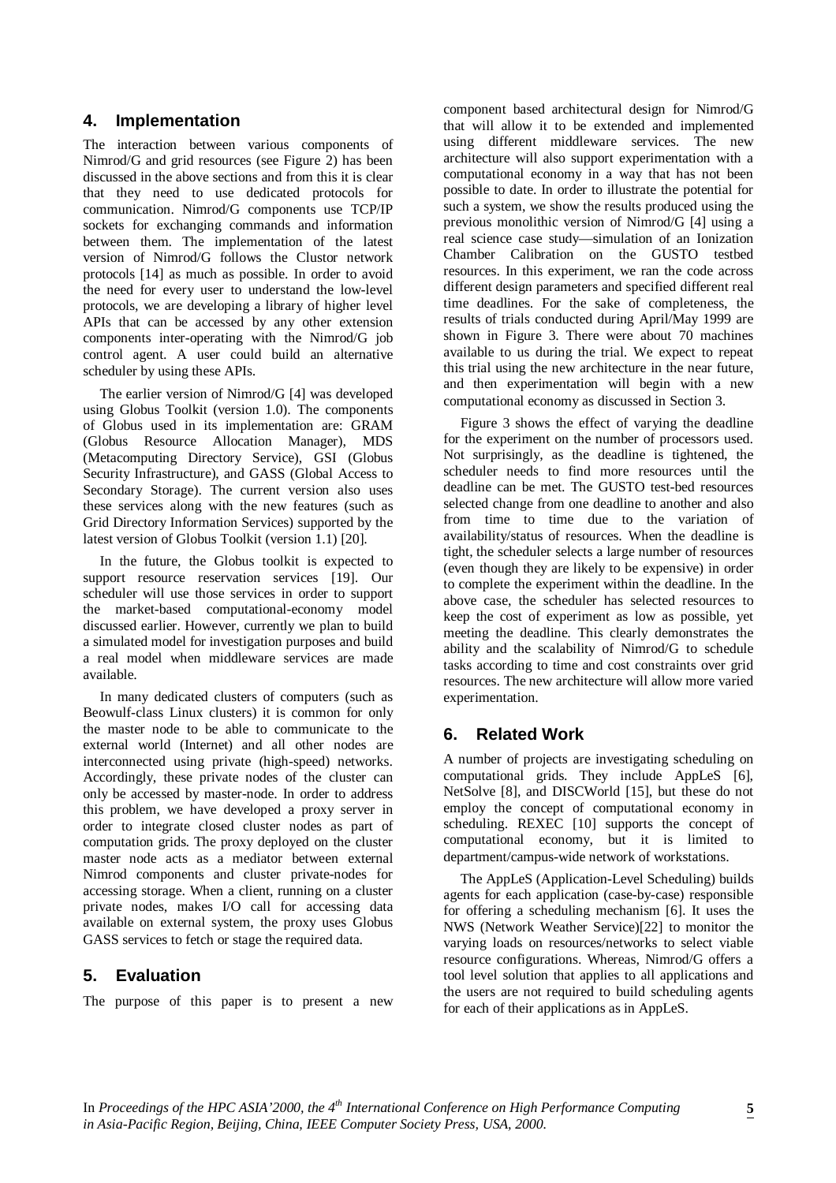## 4. Implementation

The interaction between various components of Nimrod/G and grid resources (see Figure 2) has been discussed in the above sections and from this it is clear that they need to use dedicated protocols for communication. Nimrod/G components use TCP/IP sockets for exchanging commands and information between them. The implementation of the latest version of Nimrod/G follows the Clustor network protocols [14] as much as possible. In order to avoid the need for every user to understand the low-level protocols, we are developing a library of higher level APIs that can be accessed by any other extension components inter-operating with the Nimrod/G job control agent. A user could build an alternative scheduler by using these APIs.

The earlier version of Nimrod/G [4] was developed using Globus Toolkit (version 1.0). The components of Globus used in its implementation are: GRAM (Globus Resource Allocation Manager), MDS (Metacomputing Directory Service), GSI (Globus Security Infrastructure), and GASS (Global Access to Secondary Storage). The current version also uses these services along with the new features (such as Grid Directory Information Services) supported by the latest version of Globus Toolkit (version 1.1) [20].

In the future, the Globus toolkit is expected to support resource reservation services [19]. Our scheduler will use those services in order to support the market-based computational-economy model discussed earlier. However, currently we plan to build a simulated model for investigation purposes and build a real model when middleware services are made available.

In many dedicated clusters of computers (such as Beowulf-class Linux clusters) it is common for only the master node to be able to communicate to the external world (Internet) and all other nodes are interconnected using private (high-speed) networks. Accordingly, these private nodes of the cluster can only be accessed by master-node. In order to address this problem, we have developed a proxy server in order to integrate closed cluster nodes as part of computation grids. The proxy deployed on the cluster master node acts as a mediator between external Nimrod components and cluster private-nodes for accessing storage. When a client, running on a cluster private nodes, makes I/O call for accessing data available on external system, the proxy uses Globus GASS services to fetch or stage the required data.

## 5. Evaluation

The purpose of this paper is to present a new component based architectural design for Nimrod/G that will allow it to be extended and implemented using different middleware services. The new architecture will also support experimentation with a computational economy in a way that has not been possible to date. In order to illustrate the potential for such a system, we show the results produced using the previous monolithic version of Nimrod/G [4] using a real science case study—simulation of an Ionization Chamber Calibration on the GUSTO testbed resources. In this experiment, we ran the code across different design parameters and specified different real time deadlines. For the sake of completeness, the results of trials conducted during April/May 1999 are shown in Figure 3. There were about 70 machines available to us during the trial. We expect to repeat this trial using the new architecture in the near future, and then experimentation will begin with a new computational economy as discussed in Section 3.

Figure 3 shows the effect of varying the deadline for the experiment on the number of processors used. Not surprisingly, as the deadline is tightened, the scheduler needs to find more resources until the deadline can be met. The GUSTO test-bed resources selected change from one deadline to another and also from time to time due to the variation of availability/status of resources. When the deadline is tight, the scheduler selects a large number of resources (even though they are likely to be expensive) in order to complete the experiment within the deadline. In the above case, the scheduler has selected resources to keep the cost of experiment as low as possible, yet meeting the deadline. This clearly demonstrates the ability and the scalability of Nimrod/G to schedule tasks according to time and cost constraints over grid resources. The new architecture will allow more varied experimentation.

## 6. Related Work

A number of projects are investigating scheduling on computational grids. They include AppLeS [6], NetSolve [8], and DISCWorld [15], but these do not employ the concept of computational economy in scheduling. REXEC [10] supports the concept of computational economy, but it is limited to department/campus-wide network of workstations.

The AppLeS (Application-Level Scheduling) builds agents for each application (case-by-case) responsible for offering a scheduling mechanism [6]. It uses the NWS (Network Weather Service)[22] to monitor the varying loads on resources/networks to select viable resource configurations. Whereas, Nimrod/G offers a tool level solution that applies to all applications and the users are not required to build scheduling agents for each of their applications as in AppLeS.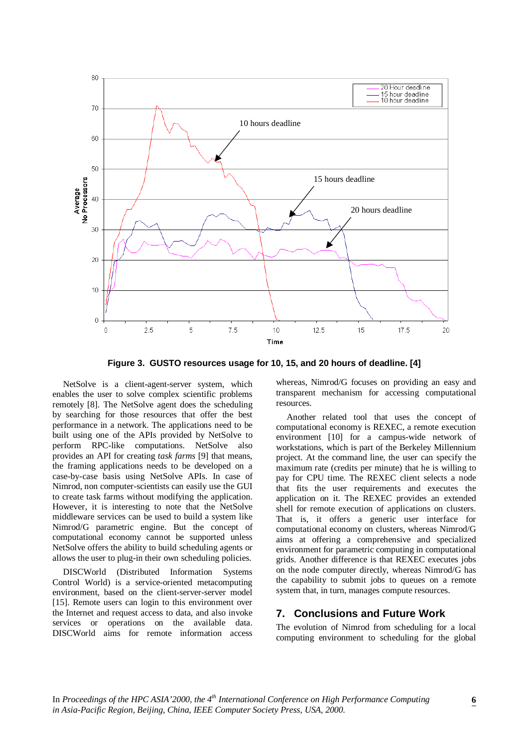**Figure 3. GUSTO resources usage for 10, 15, and 20 hours of deadline. [4]**

NetSolve is a client-agent-server system, which enables the user to solve complex scientific problems remotely [8]. The NetSolve agent does the scheduling by searching for those resources that offer the best performance in a network. The applications need to be built using one of the APIs provided by NetSolve to perform RPC-like computations. NetSolve also provides an API for creating *task farms* [9] that means, the framing applications needs to be developed on a case-by-case basis using NetSolve APIs. In case of Nimrod, non computer-scientists can easily use the GUI to create task farms without modifying the application. However, it is interesting to note that the NetSolve middleware services can be used to build a system like Nimrod/G parametric engine. But the concept of computational economy cannot be supported unless NetSolve offers the ability to build scheduling agents or allows the user to plug-in their own scheduling policies.

DISCWorld (Distributed Information Systems Control World) is a service-oriented metacomputing environment, based on the client-server-server model [15]. Remote users can login to this environment over the Internet and request access to data, and also invoke services or operations on the available data. DISCWorld aims for remote information access whereas, Nimrod/G focuses on providing an easy and transparent mechanism for accessing computational resources.

Another related tool that uses the concept of computational economy is REXEC, a remote execution environment [10] for a campus-wide network of workstations, which is part of the Berkeley Millennium project. At the command line, the user can specify the maximum rate (credits per minute) that he is willing to pay for CPU time. The REXEC client selects a node that fits the user requirements and executes the application on it. The REXEC provides an extended shell for remote execution of applications on clusters. That is, it offers a generic user interface for computational economy on clusters, whereas Nimrod/G aims at offering a comprehensive and specialized environment for parametric computing in computational grids. Another difference is that REXEC executes jobs on the node computer directly, whereas Nimrod/G has the capability to submit jobs to queues on a remote system that, in turn, manages compute resources.

## 7. Conclusions and Future Work

The evolution of Nimrod from scheduling for a local computing environment to scheduling for the global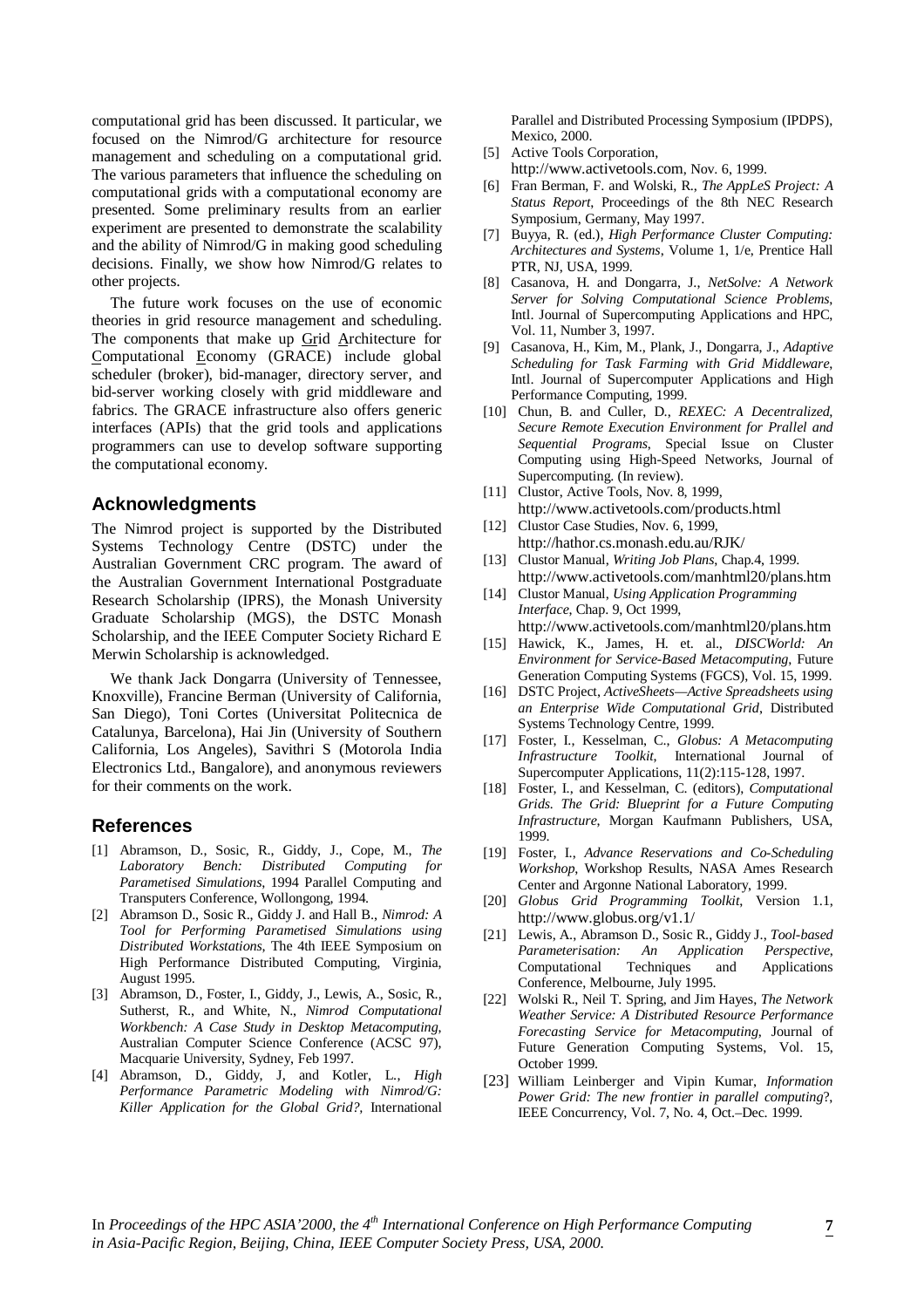computational grid has been discussed. It particular, we focused on the Nimrod/G architecture for resource management and scheduling on a computational grid. The various parameters that influence the scheduling on computational grids with a computational economy are presented. Some preliminary results from an earlier experiment are presented to demonstrate the scalability and the ability of Nimrod/G in making good scheduling decisions. Finally, we show how Nimrod/G relates to other projects.

The future work focuses on the use of economic theories in grid resource management and scheduling. The components that make up Grid Architecture for Computational Economy (GRACE) include global scheduler (broker), bid-manager, directory server, and bid-server working closely with grid middleware and fabrics. The GRACE infrastructure also offers generic interfaces (APIs) that the grid tools and applications programmers can use to develop software supporting the computational economy.

## Acknowledgments

The Nimrod project is supported by the Distributed Systems Technology Centre (DSTC) under the Australian Government CRC program. The award of the Australian Government International Postgraduate Research Scholarship (IPRS), the Monash University Graduate Scholarship (MGS), the DSTC Monash Scholarship, and the IEEE Computer Society Richard E Merwin Scholarship is acknowledged.

We thank Jack Dongarra (University of Tennessee, Knoxville), Francine Berman (University of California, San Diego), Toni Cortes (Universitat Politecnica de Catalunya, Barcelona), Hai Jin (University of Southern California, Los Angeles), Savithri S (Motorola India Electronics Ltd., Bangalore), and anonymous reviewers for their comments on the work.

## References

[1] Abramson, D., Sosic, R., Giddy, J., Cope, M., *The Laboratory Bench: Distributed Computing for Parametised Simulations*, 1994 Parallel Computing and Transputers Conference, Wollongong, 1994.

[2] Abramson D., Sosic R., Giddy J. and Hall B., *Nimrod: A Tool for Performing Parametised Simulations using Distributed Workstations*, The 4th IEEE Symposium on High Performance Distributed Computing, Virginia, August 1995.

[3] Abramson, D., Foster, I., Giddy, J., Lewis, A., Sosic, R., Sutherst, R., and White, N., *Nimrod Computational Workbench: A Case Study in Desktop Metacomputing*, Australian Computer Science Conference (ACSC 97), Macquarie University, Sydney, Feb 1997.

[4] Abramson, D., Giddy, J, and Kotler, L., *High Performance Parametric Modeling with Nimrod/G: Killer Application for the Global Grid?*, International Parallel and Distributed Processing Symposium (IPDPS), Mexico, 2000.

[5] Active Tools Corporation, http://www.activetools.com, Nov. 6, 1999.

[6] Fran Berman, F. and Wolski, R., *The AppLeS Project: A Status Report*, Proceedings of the 8th NEC Research Symposium, Germany, May 1997.

[7] Buyya, R. (ed.), *High Performance Cluster Computing: Architectures and Systems*, Volume 1, 1/e, Prentice Hall PTR, NJ, USA, 1999.

[8] Casanova, H. and Dongarra, J., *NetSolve: A Network Server for Solving Computational Science Problems*, Intl. Journal of Supercomputing Applications and HPC, Vol. 11, Number 3, 1997.

[9] Casanova, H., Kim, M., Plank, J., Dongarra, J., *Adaptive Scheduling for Task Farming with Grid Middleware*, Intl. Journal of Supercomputer Applications and High Performance Computing, 1999.

[10] Chun, B. and Culler, D., *REXEC: A Decentralized, Secure Remote Execution Environment for Prallel and Sequential Programs*, Special Issue on Cluster Computing using High-Speed Networks, Journal of Supercomputing. (In review).

[11] Clustor, Active Tools, Nov. 8, 1999, http://www.activetools.com/products.html

[12] Clustor Case Studies, Nov. 6, 1999, http://hathor.cs.monash.edu.au/RJK/

[13] Clustor Manual, *Writing Job Plans*, Chap.4, 1999. http://www.activetools.com/manhtml20/plans.htm

[14] Clustor Manual, *Using Application Programming Interface*, Chap. 9, Oct 1999, http://www.activetools.com/manhtml20/plans.htm

[15] Hawick, K., James, H. et. al., *DISCWorld: An Environment for Service-Based Metacomputing*, Future Generation Computing Systems (FGCS), Vol. 15, 1999.

[16] DSTC Project, *ActiveSheets—Active Spreadsheets using an Enterprise Wide Computational Grid*, Distributed Systems Technology Centre, 1999.

[17] Foster, I., Kesselman, C., *Globus: A Metacomputing Infrastructure Toolkit*, International Journal of Supercomputer Applications, 11(2):115-128, 1997.

[18] Foster, I., and Kesselman, C. (editors), *Computational Grids. The Grid: Blueprint for a Future Computing Infrastructure*, Morgan Kaufmann Publishers, USA, 1999.

[19] Foster, I., *Advance Reservations and Co-Scheduling Workshop*, Workshop Results, NASA Ames Research Center and Argonne National Laboratory, 1999.

[20] *Globus Grid Programming Toolkit*, Version 1.1, http://www.globus.org/v1.1/

[21] Lewis, A., Abramson D., Sosic R., Giddy J., *Tool-based Parameterisation: An Application Perspective*, Computational Techniques and Applications Conference, Melbourne, July 1995.

[22] Wolski R., Neil T. Spring, and Jim Hayes, *The Network Weather Service: A Distributed Resource Performance Forecasting Service for Metacomputing*, Journal of Future Generation Computing Systems, Vol. 15, October 1999.

[23] William Leinberger and Vipin Kumar, *Information Power Grid: The new frontier in parallel computing*?, IEEE Concurrency, Vol. 7, No. 4, Oct.–Dec. 1999.

In *Proceedings of the HPC ASIA'2000, the 4th International Conference on High Performance Computing in Asia-Pacific Region, Beijing, China, IEEE Computer Society Press, USA, 2000.*